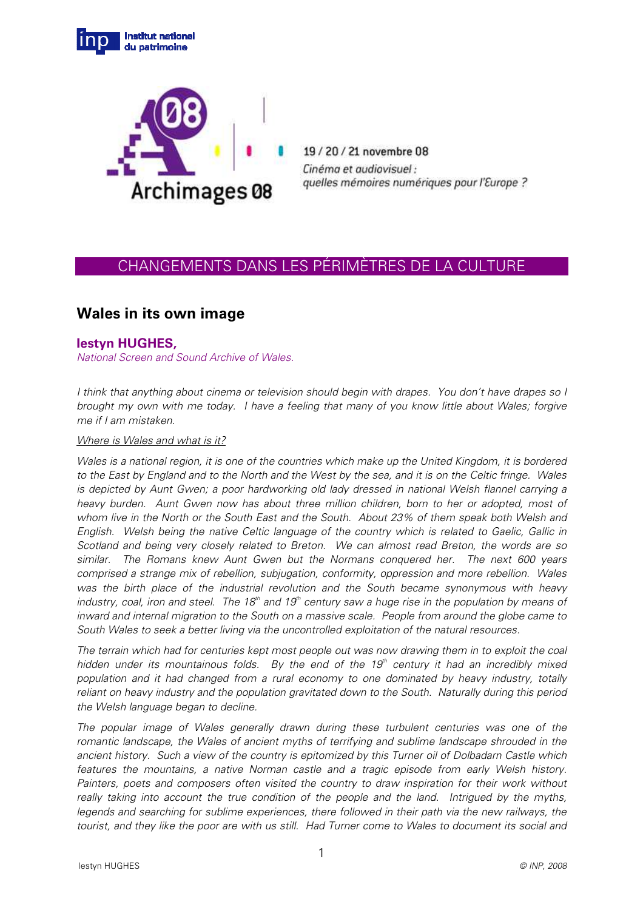19 / 20 / 21 novembre 08

*Cinéma et audiovisuel : quelles mémoires numériques pour l'Europe ?*

## CHANGEMENTS DANS LES PÉRIMÈTRES DE LA CULTURE

# Wales in its own image

**Iestyn HUGHES,**

*National Screen and Sound Archive of Wales.*

*I think that anything about cinema or television should begin with drapes. You don't have drapes so I brought my own with me today. I have a feeling that many of you know little about Wales; forgive me if I am mistaken.*

*Where is Wales and what is it?*

*Wales is a national region, it is one of the countries which make up the United Kingdom, it is bordered to the East by England and to the North and the West by the sea, and it is on the Celtic fringe. Wales is depicted by Aunt Gwen; a poor hardworking old lady dressed in national Welsh flannel carrying a heavy burden. Aunt Gwen now has about three million children, born to her or adopted, most of whom live in the North or the South East and the South. About 23% of them speak both Welsh and English. Welsh being the native Celtic language of the country which is related to Gaelic, Gallic in Scotland and being very closely related to Breton. We can almost read Breton, the words are so similar. The Romans knew Aunt Gwen but the Normans conquered her. The next 600 years comprised a strange mix of rebellion, subjugation, conformity, oppression and more rebellion. Wales was the birth place of the industrial revolution and the South became synonymous with heavy industry, coal, iron and steel. The 18th and 19th century saw a huge rise in the population by means of inward and internal migration to the South on a massive scale. People from around the globe came to South Wales to seek a better living via the uncontrolled exploitation of the natural resources.*

*The terrain which had for centuries kept most people out was now drawing them in to exploit the coal hidden under its mountainous folds. By the end of the 19th century it had an incredibly mixed population and it had changed from a rural economy to one dominated by heavy industry, totally reliant on heavy industry and the population gravitated down to the South. Naturally during this period the Welsh language began to decline.*

*The popular image of Wales generally drawn during these turbulent centuries was one of the romantic landscape, the Wales of ancient myths of terrifying and sublime landscape shrouded in the ancient history. Such a view of the country is epitomized by this Turner oil of Dolbadarn Castle which features the mountains, a native Norman castle and a tragic episode from early Welsh history. Painters, poets and composers often visited the country to draw inspiration for their work without really taking into account the true condition of the people and the land. Intrigued by the myths, legends and searching for sublime experiences, there followed in their path via the new railways, the tourist, and they like the poor are with us still. Had Turner come to Wales to document its social and*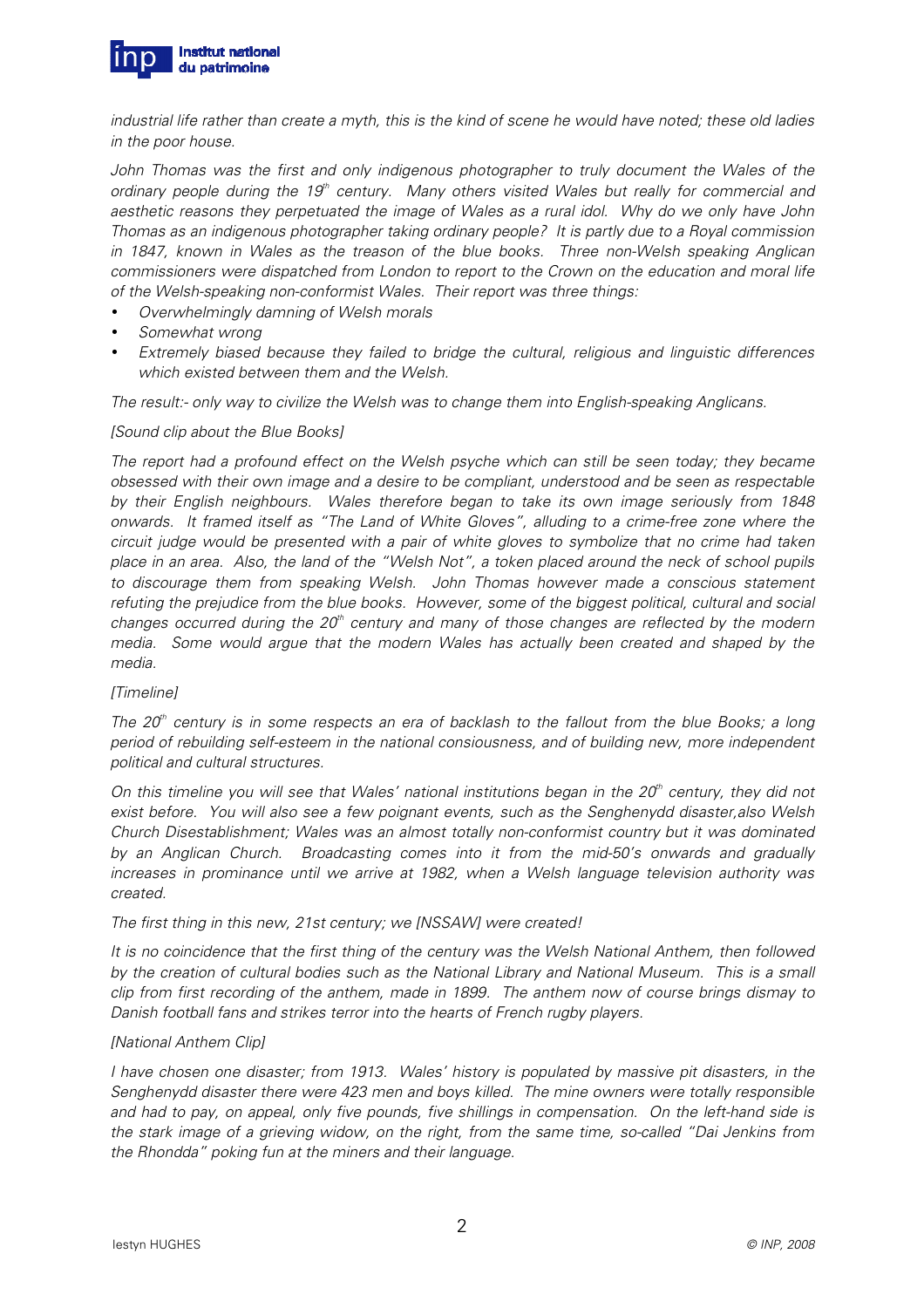*industrial life rather than create a myth, this is the kind of scene he would have noted; these old ladies in the poor house.*

*John Thomas was the first and only indigenous photographer to truly document the Wales of the ordinary people during the 19th century. Many others visited Wales but really for commercial and aesthetic reasons they perpetuated the image of Wales as a rural idol. Why do we only have John Thomas as an indigenous photographer taking ordinary people? It is partly due to a Royal commission in 1847, known in Wales as the treason of the blue books. Three non-Welsh speaking Anglican commissioners were dispatched from London to report to the Crown on the education and moral life of the Welsh-speaking non-conformist Wales. Their report was three things:*

- *Overwhelmingly damning of Welsh morals*
- *Somewhat wrong*
- *Extremely biased because they failed to bridge the cultural, religious and linguistic differences which existed between them and the Welsh.*

*The result:- only way to civilize the Welsh was to change them into English-speaking Anglicans.*

*[Sound clip about the Blue Books]*

*The report had a profound effect on the Welsh psyche which can still be seen today; they became obsessed with their own image and a desire to be compliant, understood and be seen as respectable by their English neighbours. Wales therefore began to take its own image seriously from 1848 onwards. It framed itself as "The Land of White Gloves", alluding to a crime-free zone where the circuit judge would be presented with a pair of white gloves to symbolize that no crime had taken place in an area. Also, the land of the "Welsh Not", a token placed around the neck of school pupils to discourage them from speaking Welsh. John Thomas however made a conscious statement refuting the prejudice from the blue books. However, some of the biggest political, cultural and social changes occurred during the 20th century and many of those changes are reflected by the modern media. Some would argue that the modern Wales has actually been created and shaped by the media.*

*[Timeline]*

*The 20th century is in some respects an era of backlash to the fallout from the blue Books; a long period of rebuilding self-esteem in the national consiousness, and of building new, more independent political and cultural structures.*

*On this timeline you will see that Wales' national institutions began in the 20th century, they did not exist before. You will also see a few poignant events, such as the Senghenydd disaster,also Welsh Church Disestablishment; Wales was an almost totally non-conformist country but it was dominated by an Anglican Church. Broadcasting comes into it from the mid-50's onwards and gradually increases in prominance until we arrive at 1982, when a Welsh language television authority was created.*

*The first thing in this new, 21st century; we [NSSAW] were created!*

*It is no coincidence that the first thing of the century was the Welsh National Anthem, then followed by the creation of cultural bodies such as the National Library and National Museum. This is a small clip from first recording of the anthem, made in 1899. The anthem now of course brings dismay to Danish football fans and strikes terror into the hearts of French rugby players.*

*[National Anthem Clip]*

*I have chosen one disaster; from 1913. Wales' history is populated by massive pit disasters, in the Senghenydd disaster there were 423 men and boys killed. The mine owners were totally responsible and had to pay, on appeal, only five pounds, five shillings in compensation. On the left-hand side is the stark image of a grieving widow, on the right, from the same time, so-called "Dai Jenkins from the Rhondda" poking fun at the miners and their language.*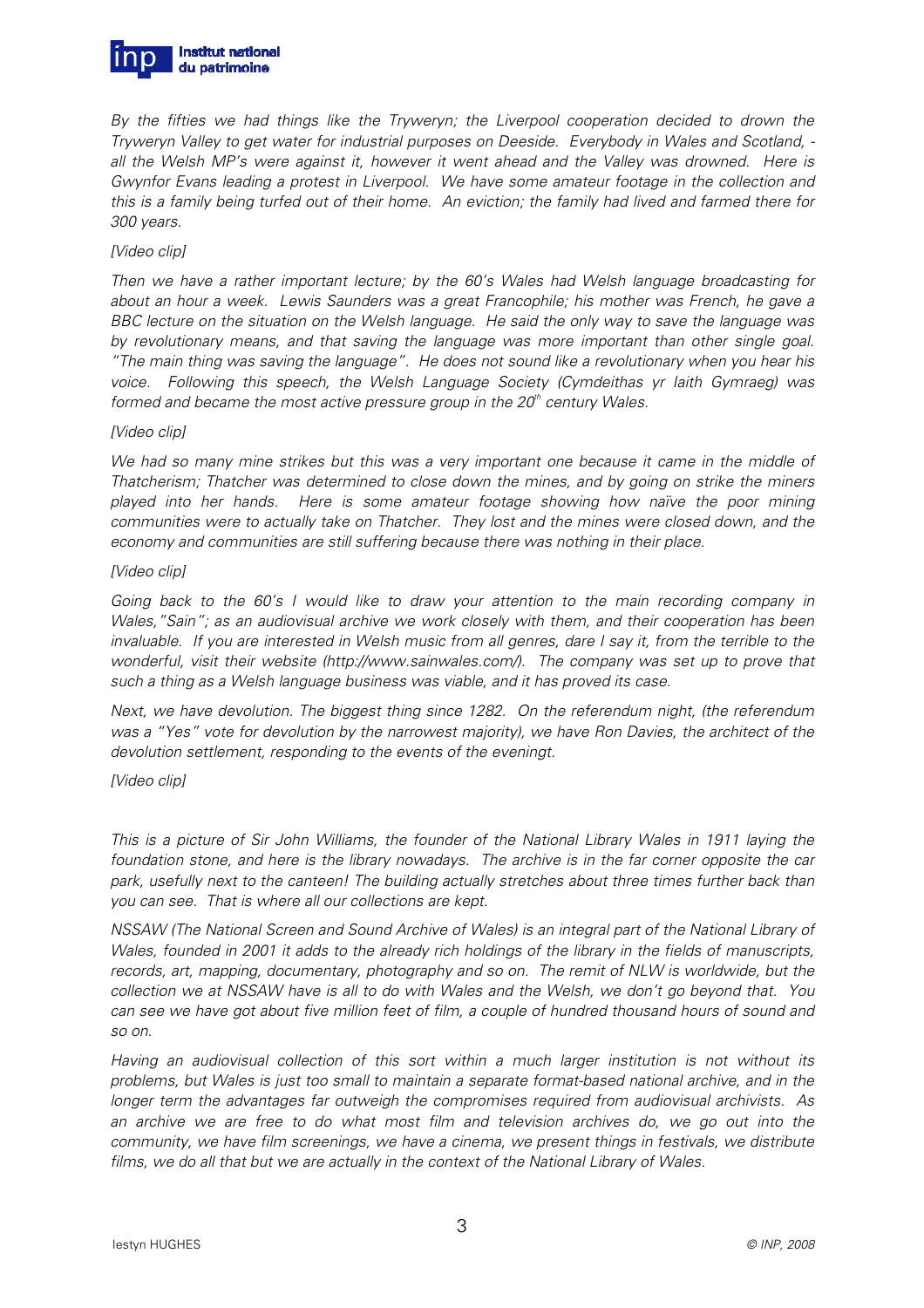*By the fifties we had things like the Tryweryn; the Liverpool cooperation decided to drown the Tryweryn Valley to get water for industrial purposes on Deeside. Everybody in Wales and Scotland, - all the Welsh MP's were against it, however it went ahead and the Valley was drowned. Here is Gwynfor Evans leading a protest in Liverpool. We have some amateur footage in the collection and this is a family being turfed out of their home. An eviction; the family had lived and farmed there for 300 years.*

*[Video clip]*

*Then we have a rather important lecture; by the 60's Wales had Welsh language broadcasting for about an hour a week. Lewis Saunders was a great Francophile; his mother was French, he gave a BBC lecture on the situation on the Welsh language. He said the only way to save the language was by revolutionary means, and that saving the language was more important than other single goal. "The main thing was saving the language". He does not sound like a revolutionary when you hear his voice. Following this speech, the Welsh Language Society (Cymdeithas yr Iaith Gymraeg) was formed and became the most active pressure group in the 20th century Wales.*

*[Video clip]*

*We had so many mine strikes but this was a very important one because it came in the middle of Thatcherism; Thatcher was determined to close down the mines, and by going on strike the miners played into her hands. Here is some amateur footage showing how naïve the poor mining communities were to actually take on Thatcher. They lost and the mines were closed down, and the economy and communities are still suffering because there was nothing in their place.*

*[Video clip]*

*Going back to the 60's I would like to draw your attention to the main recording company in Wales, "Sain"; as an audiovisual archive we work closely with them, and their cooperation has been invaluable. If you are interested in Welsh music from all genres, dare I say it, from the terrible to the wonderful, visit their website (http://www.sainwales.com/). The company was set up to prove that such a thing as a Welsh language business was viable, and it has proved its case.*

*Next, we have devolution. The biggest thing since 1282. On the referendum night, (the referendum was a "Yes" vote for devolution by the narrowest majority), we have Ron Davies, the architect of the devolution settlement, responding to the events of the eveningt.*

*[Video clip]*

*This is a picture of Sir John Williams, the founder of the National Library Wales in 1911 laying the foundation stone, and here is the library nowadays. The archive is in the far corner opposite the car park, usefully next to the canteen! The building actually stretches about three times further back than you can see. That is where all our collections are kept.*

*NSSAW (The National Screen and Sound Archive of Wales) is an integral part of the National Library of Wales, founded in 2001 it adds to the already rich holdings of the library in the fields of manuscripts, records, art, mapping, documentary, photography and so on. The remit of NLW is worldwide, but the collection we at NSSAW have is all to do with Wales and the Welsh, we don't go beyond that. You can see we have got about five million feet of film, a couple of hundred thousand hours of sound and so on.*

*Having an audiovisual collection of this sort within a much larger institution is not without its problems, but Wales is just too small to maintain a separate format-based national archive, and in the longer term the advantages far outweigh the compromises required from audiovisual archivists. As an archive we are free to do what most film and television archives do, we go out into the community, we have film screenings, we have a cinema, we present things in festivals, we distribute films, we do all that but we are actually in the context of the National Library of Wales.*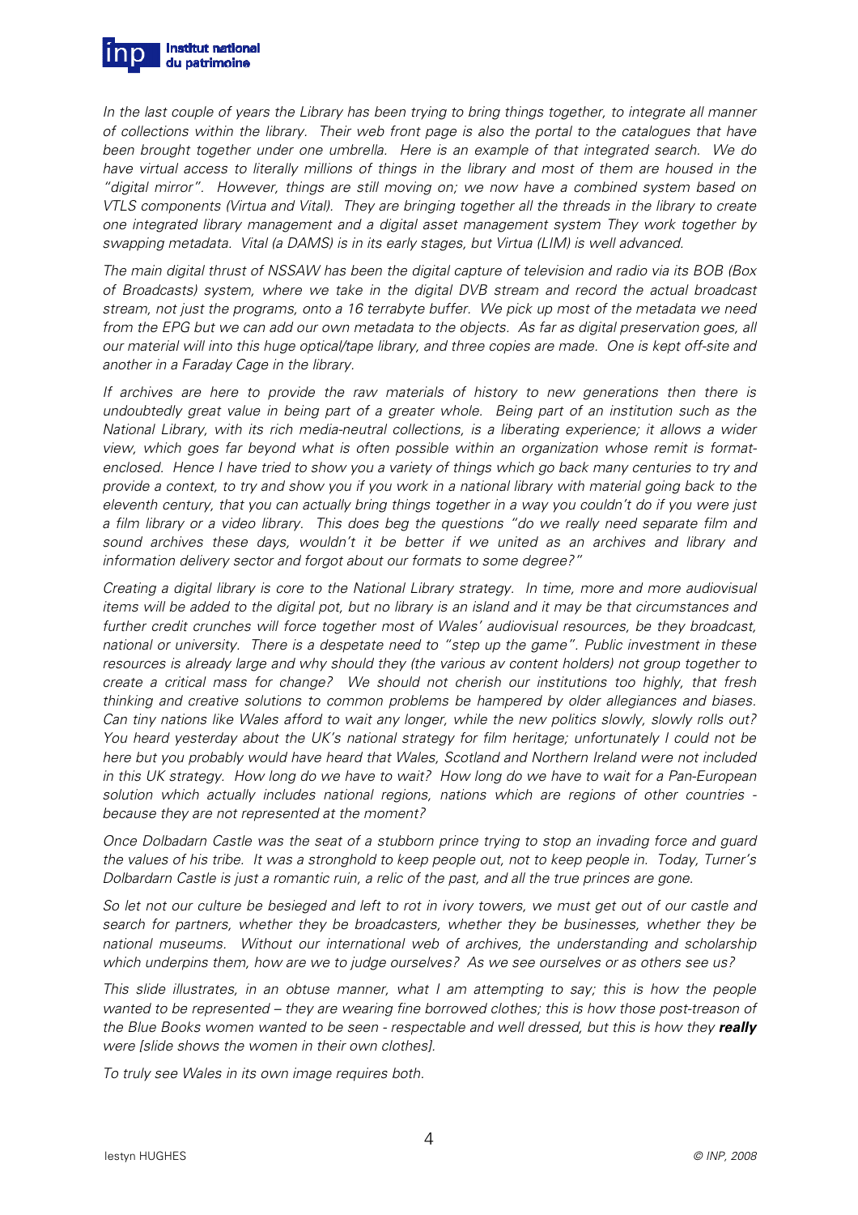*In the last couple of years the Library has been trying to bring things together, to integrate all manner of collections within the library. Their web front page is also the portal to the catalogues that have been brought together under one umbrella. Here is an example of that integrated search. We do have virtual access to literally millions of things in the library and most of them are housed in the "digital mirror". However, things are still moving on; we now have a combined system based on VTLS components (Virtua and Vital). They are bringing together all the threads in the library to create one integrated library management and a digital asset management system They work together by swapping metadata. Vital (a DAMS) is in its early stages, but Virtua (LIM) is well advanced.*

*The main digital thrust of NSSAW has been the digital capture of television and radio via its BOB (Box of Broadcasts) system, where we take in the digital DVB stream and record the actual broadcast stream, not just the programs, onto a 16 terrabyte buffer. We pick up most of the metadata we need from the EPG but we can add our own metadata to the objects. As far as digital preservation goes, all our material will into this huge optical/tape library, and three copies are made. One is kept off-site and another in a Faraday Cage in the library.*

*If archives are here to provide the raw materials of history to new generations then there is undoubtedly great value in being part of a greater whole. Being part of an institution such as the National Library, with its rich media-neutral collections, is a liberating experience; it allows a wider view, which goes far beyond what is often possible within an organization whose remit is format-enclosed. Hence I have tried to show you a variety of things which go back many centuries to try and provide a context, to try and show you if you work in a national library with material going back to the eleventh century, that you can actually bring things together in a way you couldn't do if you were just a film library or a video library. This does beg the questions "do we really need separate film and sound archives these days, wouldn't it be better if we united as an archives and library and information delivery sector and forgot about our formats to some degree?"*

*Creating a digital library is core to the National Library strategy. In time, more and more audiovisual items will be added to the digital pot, but no library is an island and it may be that circumstances and further credit crunches will force together most of Wales' audiovisual resources, be they broadcast, national or university. There is a despetate need to "step up the game". Public investment in these resources is already large and why should they (the various av content holders) not group together to create a critical mass for change? We should not cherish our institutions too highly, that fresh thinking and creative solutions to common problems be hampered by older allegiances and biases. Can tiny nations like Wales afford to wait any longer, while the new politics slowly, slowly rolls out? You heard yesterday about the UK's national strategy for film heritage; unfortunately I could not be here but you probably would have heard that Wales, Scotland and Northern Ireland were not included in this UK strategy. How long do we have to wait? How long do we have to wait for a Pan-European solution which actually includes national regions, nations which are regions of other countries - because they are not represented at the moment?*

*Once Dolbadarn Castle was the seat of a stubborn prince trying to stop an invading force and guard the values of his tribe. It was a stronghold to keep people out, not to keep people in. Today, Turner's Dolbardarn Castle is just a romantic ruin, a relic of the past, and all the true princes are gone.*

*So let not our culture be besieged and left to rot in ivory towers, we must get out of our castle and search for partners, whether they be broadcasters, whether they be businesses, whether they be national museums. Without our international web of archives, the understanding and scholarship which underpins them, how are we to judge ourselves? As we see ourselves or as others see us?*

*This slide illustrates, in an obtuse manner, what I am attempting to say; this is how the people wanted to be represented – they are wearing fine borrowed clothes; this is how those post-treason of the Blue Books women wanted to be seen - respectable and well dressed, but this is how they **really** were [slide shows the women in their own clothes].*

*To truly see Wales in its own image requires both.*